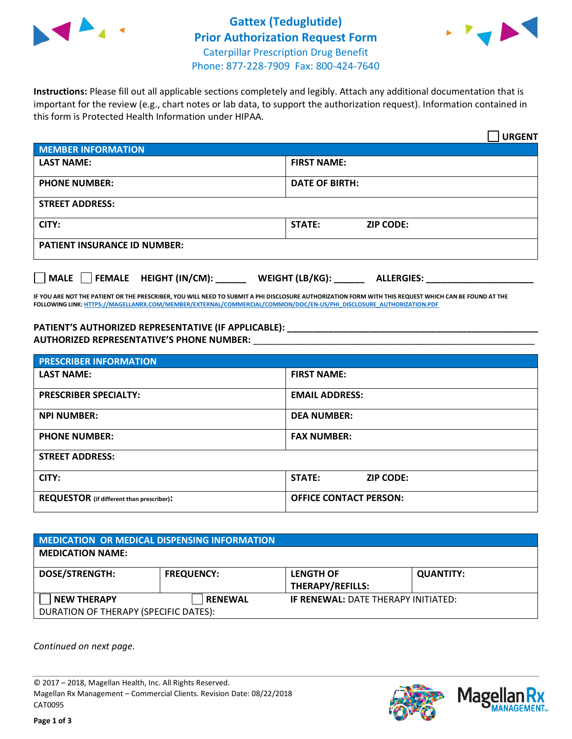# Gattex (Teduglutide)
## Prior Authorization Request Form

Caterpillar Prescription Drug Benefit
Phone: 877-228-7909 Fax: 800-424-7640

**Instructions:** Please fill out all applicable sections completely and legibly. Attach any additional documentation that is important for the review (e.g., chart notes or lab data, to support the authorization request). Information contained in this form is Protected Health Information under HIPAA.

☐ **URGENT**

| MEMBER INFORMATION | |
|---|---|
| **LAST NAME:** | **FIRST NAME:** |
| **PHONE NUMBER:** | **DATE OF BIRTH:** |
| **STREET ADDRESS:** | |
| **CITY:** | **STATE:** **ZIP CODE:** |
| **PATIENT INSURANCE ID NUMBER:** | |

☐ **MALE** ☐ **FEMALE** **HEIGHT (IN/CM):** ______ **WEIGHT (LB/KG):** ______ **ALLERGIES:** ____________________

**IF YOU ARE NOT THE PATIENT OR THE PRESCRIBER, YOU WILL NEED TO SUBMIT A PHI DISCLOSURE AUTHORIZATION FORM WITH THIS REQUEST WHICH CAN BE FOUND AT THE FOLLOWING LINK: HTTPS://MAGELLANRX.COM/MEMBER/EXTERNAL/COMMERCIAL/COMMON/DOC/EN-US/PHI_DISCLOSURE_AUTHORIZATION.PDF**

**PATIENT'S AUTHORIZED REPRESENTATIVE (IF APPLICABLE):** ____________________________________________
**AUTHORIZED REPRESENTATIVE'S PHONE NUMBER:** ____________________________________________

| PRESCRIBER INFORMATION | |
|---|---|
| **LAST NAME:** | **FIRST NAME:** |
| **PRESCRIBER SPECIALTY:** | **EMAIL ADDRESS:** |
| **NPI NUMBER:** | **DEA NUMBER:** |
| **PHONE NUMBER:** | **FAX NUMBER:** |
| **STREET ADDRESS:** | |
| **CITY:** | **STATE:** **ZIP CODE:** |
| **REQUESTOR** (if different than prescriber)**:** | **OFFICE CONTACT PERSON:** |

| MEDICATION OR MEDICAL DISPENSING INFORMATION | | | |
|---|---|---|---|
| **MEDICATION NAME:** | | | |
| **DOSE/STRENGTH:** | **FREQUENCY:** | **LENGTH OF THERAPY/REFILLS:** | **QUANTITY:** |
| ☐ **NEW THERAPY** | ☐ **RENEWAL** | **IF RENEWAL:** DATE THERAPY INITIATED: | |
| DURATION OF THERAPY (SPECIFIC DATES): | | | |

*Continued on next page.*

© 2017 – 2018, Magellan Health, Inc. All Rights Reserved.
Magellan Rx Management – Commercial Clients. Revision Date: 08/22/2018
CAT0095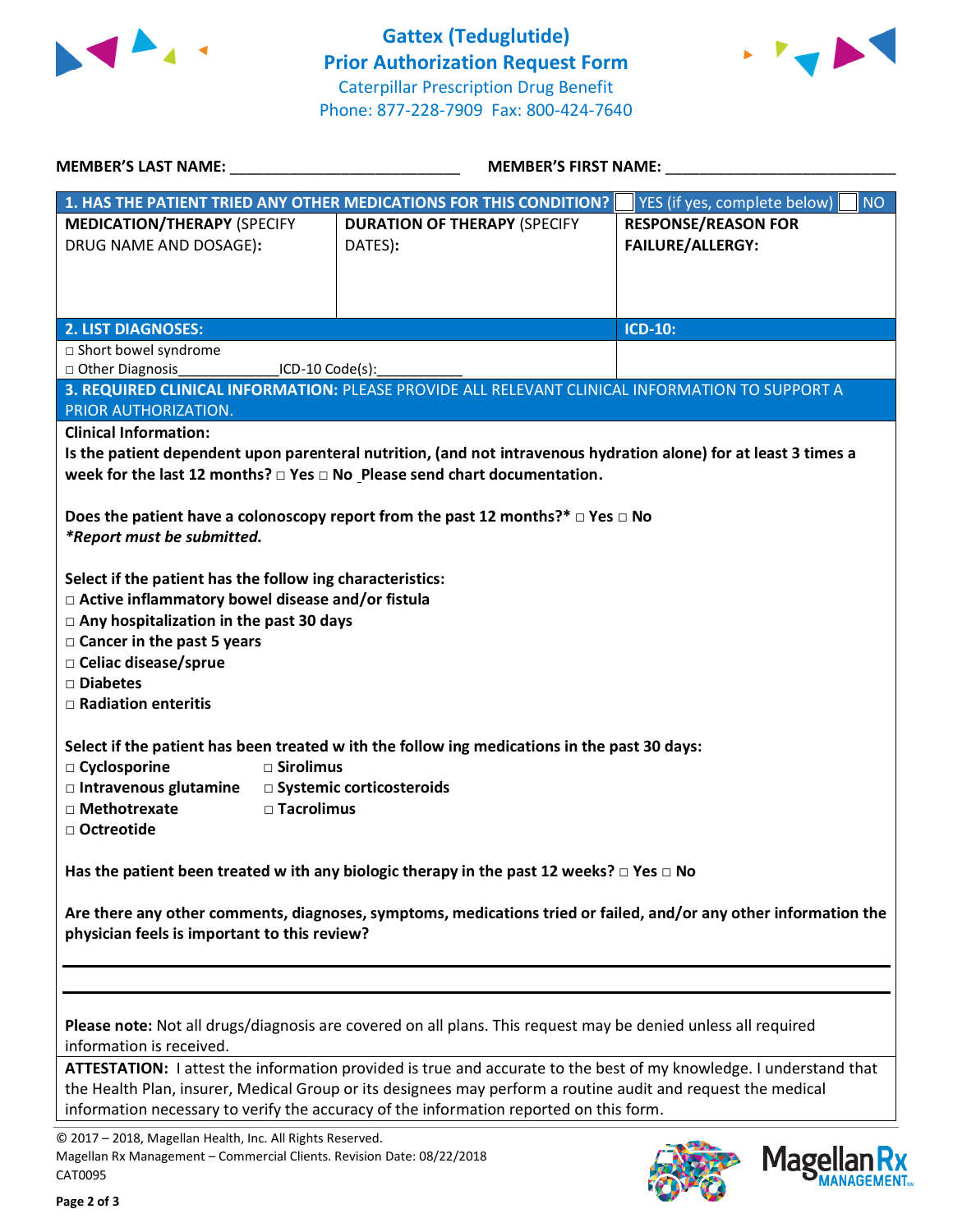# Gattex (Teduglutide) Prior Authorization Request Form

Caterpillar Prescription Drug Benefit
Phone: 877-228-7909 Fax: 800-424-7640

**MEMBER'S LAST NAME:** ___________________________ **MEMBER'S FIRST NAME:** ___________________________

| 1. HAS THE PATIENT TRIED ANY OTHER MEDICATIONS FOR THIS CONDITION? | | ☐ YES (if yes, complete below) ☐ NO |
|---|---|---|
| **MEDICATION/THERAPY** (SPECIFY DRUG NAME AND DOSAGE): | **DURATION OF THERAPY** (SPECIFY DATES): | **RESPONSE/REASON FOR FAILURE/ALLERGY:** |
| | | |

| 2. LIST DIAGNOSES: | ICD-10: |
|---|---|
| □ Short bowel syndrome<br>□ Other Diagnosis_____________ICD-10 Code(s):___________ | |

**3. REQUIRED CLINICAL INFORMATION:** PLEASE PROVIDE ALL RELEVANT CLINICAL INFORMATION TO SUPPORT A PRIOR AUTHORIZATION.

**Clinical Information:**

**Is the patient dependent upon parenteral nutrition, (and not intravenous hydration alone) for at least 3 times a week for the last 12 months? □ Yes □ No Please send chart documentation.**

**Does the patient have a colonoscopy report from the past 12 months?\* □ Yes □ No**
***Report must be submitted.***

**Select if the patient has the follow ing characteristics:**
- **□ Active inflammatory bowel disease and/or fistula**
- **□ Any hospitalization in the past 30 days**
- **□ Cancer in the past 5 years**
- **□ Celiac disease/sprue**
- **□ Diabetes**
- **□ Radiation enteritis**

**Select if the patient has been treated w ith the follow ing medications in the past 30 days:**
- **□ Cyclosporine**
- **□ Intravenous glutamine**
- **□ Methotrexate**
- **□ Octreotide**
- **□ Sirolimus**
- **□ Systemic corticosteroids**
- **□ Tacrolimus**

**Has the patient been treated w ith any biologic therapy in the past 12 weeks? □ Yes □ No**

**Are there any other comments, diagnoses, symptoms, medications tried or failed, and/or any other information the physician feels is important to this review?**

___________________________________________________________________________

___________________________________________________________________________

**Please note:** Not all drugs/diagnosis are covered on all plans. This request may be denied unless all required information is received.

**ATTESTATION:** I attest the information provided is true and accurate to the best of my knowledge. I understand that the Health Plan, insurer, Medical Group or its designees may perform a routine audit and request the medical information necessary to verify the accuracy of the information reported on this form.

© 2017 – 2018, Magellan Health, Inc. All Rights Reserved.
Magellan Rx Management – Commercial Clients. Revision Date: 08/22/2018
CAT0095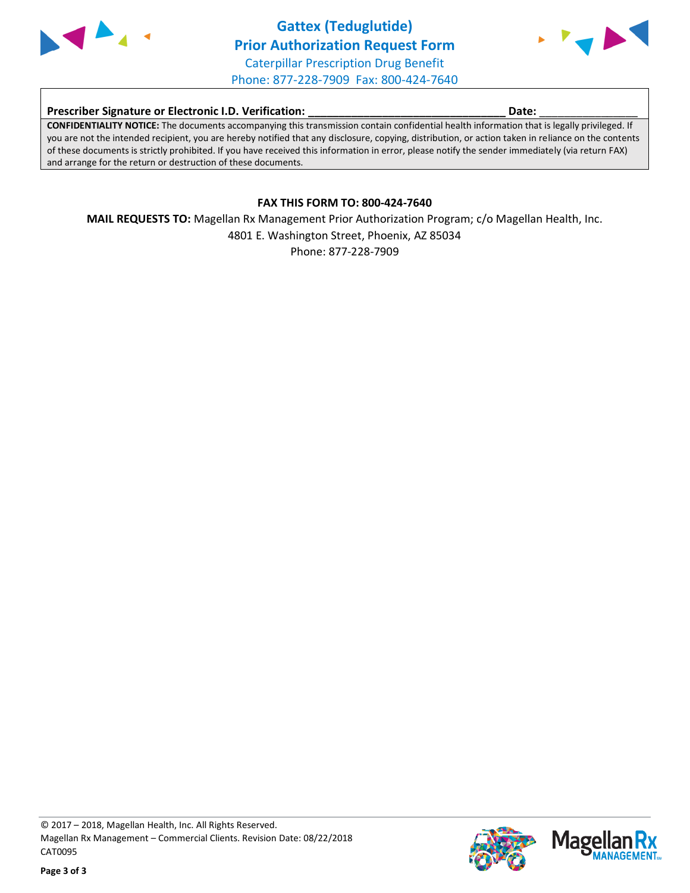**Prescriber Signature or Electronic I.D. Verification:** ______________________________ **Date:** ______________

**CONFIDENTIALITY NOTICE:** The documents accompanying this transmission contain confidential health information that is legally privileged. If you are not the intended recipient, you are hereby notified that any disclosure, copying, distribution, or action taken in reliance on the contents of these documents is strictly prohibited. If you have received this information in error, please notify the sender immediately (via return FAX) and arrange for the return or destruction of these documents.

**FAX THIS FORM TO: 800-424-7640**

**MAIL REQUESTS TO:** Magellan Rx Management Prior Authorization Program; c/o Magellan Health, Inc.
4801 E. Washington Street, Phoenix, AZ 85034
Phone: 877-228-7909

© 2017 – 2018, Magellan Health, Inc. All Rights Reserved.
Magellan Rx Management – Commercial Clients. Revision Date: 08/22/2018
CAT0095